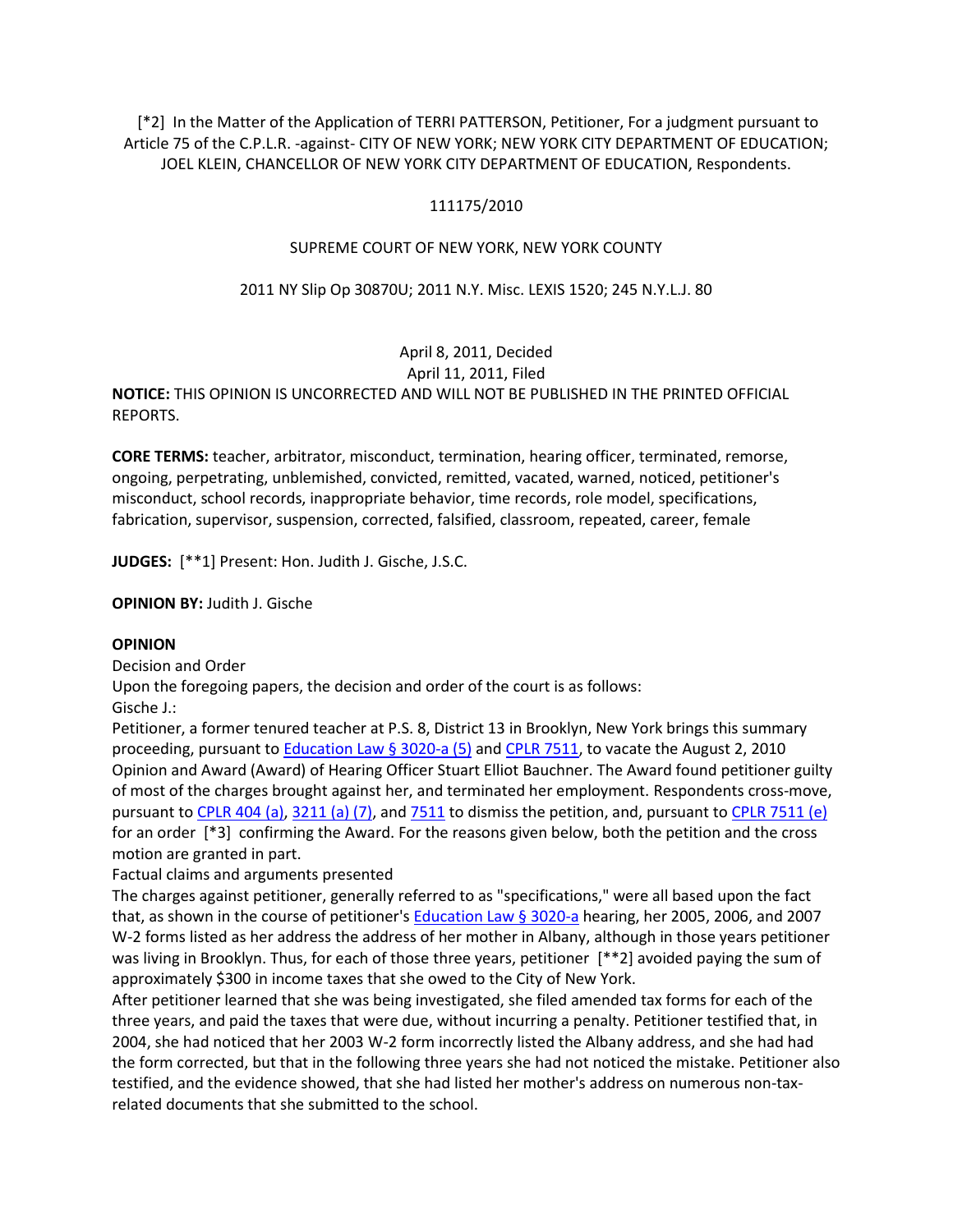[*2] In the Matter of the Application of TERRI PATTERSON, Petitioner, For a judgment pursuant to Article 75 of the C.P.L.R. -against- CITY OF NEW YORK; NEW YORK CITY DEPARTMENT OF EDUCATION; JOEL KLEIN, CHANCELLOR OF NEW YORK CITY DEPARTMENT OF EDUCATION, Respondents.

111175/2010

SUPREME COURT OF NEW YORK, NEW YORK COUNTY

2011 NY Slip Op 30870U; 2011 N.Y. Misc. LEXIS 1520; 245 N.Y.L.J. 80

April 8, 2011, Decided

April 11, 2011, Filed

**NOTICE:** THIS OPINION IS UNCORRECTED AND WILL NOT BE PUBLISHED IN THE PRINTED OFFICIAL REPORTS.

**CORE TERMS:** teacher, arbitrator, misconduct, termination, hearing officer, terminated, remorse, ongoing, perpetrating, unblemished, convicted, remitted, vacated, warned, noticed, petitioner's misconduct, school records, inappropriate behavior, time records, role model, specifications, fabrication, supervisor, suspension, corrected, falsified, classroom, repeated, career, female

**JUDGES:** [**1] Present: Hon. Judith J. Gische, J.S.C.

**OPINION BY:** Judith J. Gische

**OPINION**

Decision and Order

Upon the foregoing papers, the decision and order of the court is as follows:

Gische J.:

Petitioner, a former tenured teacher at P.S. 8, District 13 in Brooklyn, New York brings this summary proceeding, pursuant to Education Law § 3020-a (5) and CPLR 7511, to vacate the August 2, 2010 Opinion and Award (Award) of Hearing Officer Stuart Elliot Bauchner. The Award found petitioner guilty of most of the charges brought against her, and terminated her employment. Respondents cross-move, pursuant to CPLR 404 (a), 3211 (a) (7), and 7511 to dismiss the petition, and, pursuant to CPLR 7511 (e) for an order [*3] confirming the Award. For the reasons given below, both the petition and the cross motion are granted in part.

Factual claims and arguments presented

The charges against petitioner, generally referred to as "specifications," were all based upon the fact that, as shown in the course of petitioner's Education Law § 3020-a hearing, her 2005, 2006, and 2007 W-2 forms listed as her address the address of her mother in Albany, although in those years petitioner was living in Brooklyn. Thus, for each of those three years, petitioner [**2] avoided paying the sum of approximately $300 in income taxes that she owed to the City of New York.

After petitioner learned that she was being investigated, she filed amended tax forms for each of the three years, and paid the taxes that were due, without incurring a penalty. Petitioner testified that, in 2004, she had noticed that her 2003 W-2 form incorrectly listed the Albany address, and she had had the form corrected, but that in the following three years she had not noticed the mistake. Petitioner also testified, and the evidence showed, that she had listed her mother's address on numerous non-tax-related documents that she submitted to the school.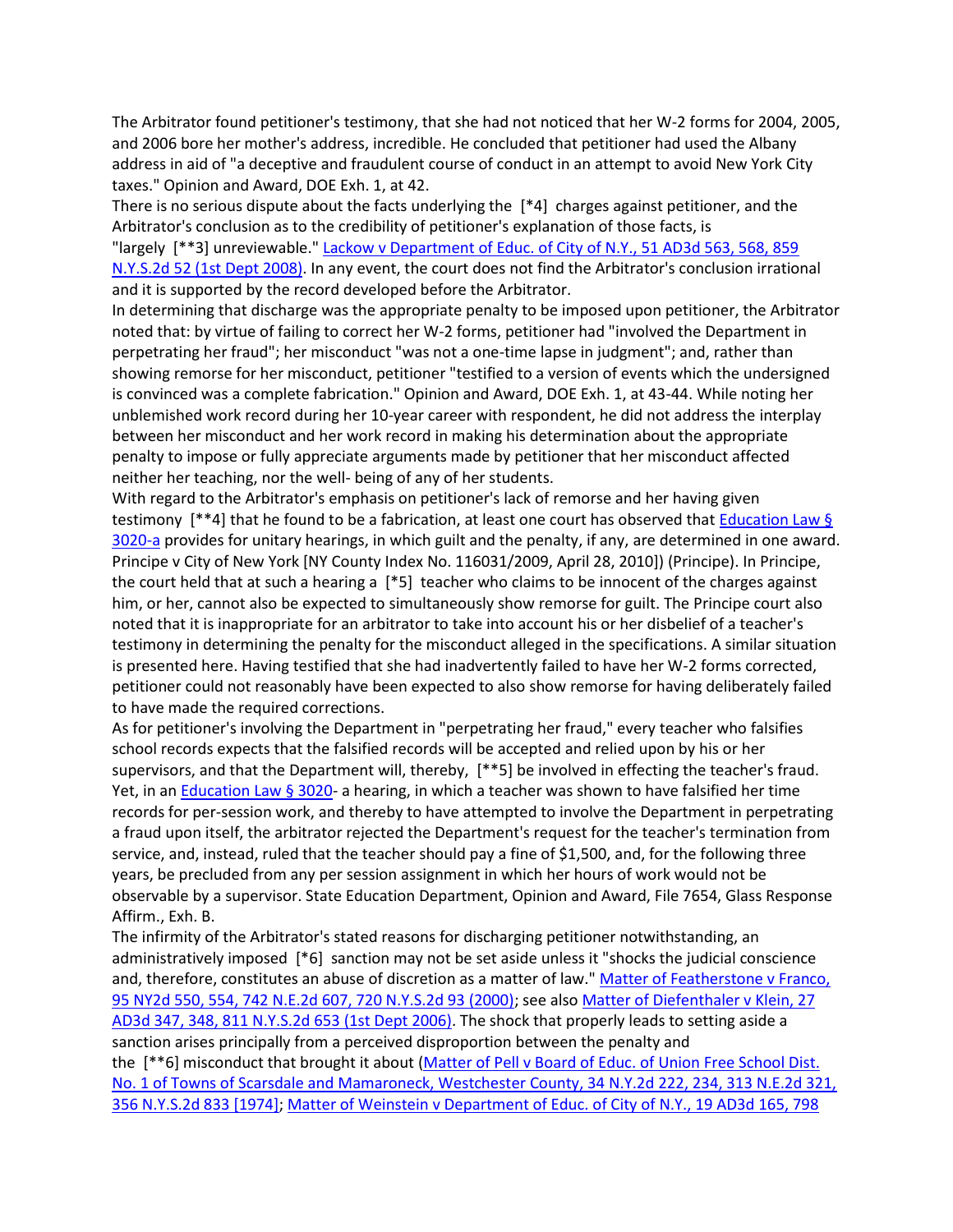The Arbitrator found petitioner's testimony, that she had not noticed that her W-2 forms for 2004, 2005, and 2006 bore her mother's address, incredible. He concluded that petitioner had used the Albany address in aid of "a deceptive and fraudulent course of conduct in an attempt to avoid New York City taxes." Opinion and Award, DOE Exh. 1, at 42.

There is no serious dispute about the facts underlying the [*4] charges against petitioner, and the Arbitrator's conclusion as to the credibility of petitioner's explanation of those facts, is "largely [**3] unreviewable." Lackow v Department of Educ. of City of N.Y., 51 AD3d 563, 568, 859 N.Y.S.2d 52 (1st Dept 2008). In any event, the court does not find the Arbitrator's conclusion irrational and it is supported by the record developed before the Arbitrator.

In determining that discharge was the appropriate penalty to be imposed upon petitioner, the Arbitrator noted that: by virtue of failing to correct her W-2 forms, petitioner had "involved the Department in perpetrating her fraud"; her misconduct "was not a one-time lapse in judgment"; and, rather than showing remorse for her misconduct, petitioner "testified to a version of events which the undersigned is convinced was a complete fabrication." Opinion and Award, DOE Exh. 1, at 43-44. While noting her unblemished work record during her 10-year career with respondent, he did not address the interplay between her misconduct and her work record in making his determination about the appropriate penalty to impose or fully appreciate arguments made by petitioner that her misconduct affected neither her teaching, nor the well- being of any of her students.

With regard to the Arbitrator's emphasis on petitioner's lack of remorse and her having given testimony [**4] that he found to be a fabrication, at least one court has observed that Education Law § 3020-a provides for unitary hearings, in which guilt and the penalty, if any, are determined in one award. Principe v City of New York [NY County Index No. 116031/2009, April 28, 2010]) (Principe). In Principe, the court held that at such a hearing a [*5] teacher who claims to be innocent of the charges against him, or her, cannot also be expected to simultaneously show remorse for guilt. The Principe court also noted that it is inappropriate for an arbitrator to take into account his or her disbelief of a teacher's testimony in determining the penalty for the misconduct alleged in the specifications. A similar situation is presented here. Having testified that she had inadvertently failed to have her W-2 forms corrected, petitioner could not reasonably have been expected to also show remorse for having deliberately failed to have made the required corrections.

As for petitioner's involving the Department in "perpetrating her fraud," every teacher who falsifies school records expects that the falsified records will be accepted and relied upon by his or her supervisors, and that the Department will, thereby, [**5] be involved in effecting the teacher's fraud. Yet, in an Education Law § 3020- a hearing, in which a teacher was shown to have falsified her time records for per-session work, and thereby to have attempted to involve the Department in perpetrating a fraud upon itself, the arbitrator rejected the Department's request for the teacher's termination from service, and, instead, ruled that the teacher should pay a fine of $1,500, and, for the following three years, be precluded from any per session assignment in which her hours of work would not be observable by a supervisor. State Education Department, Opinion and Award, File 7654, Glass Response Affirm., Exh. B.

The infirmity of the Arbitrator's stated reasons for discharging petitioner notwithstanding, an administratively imposed [*6] sanction may not be set aside unless it "shocks the judicial conscience and, therefore, constitutes an abuse of discretion as a matter of law." Matter of Featherstone v Franco, 95 NY2d 550, 554, 742 N.E.2d 607, 720 N.Y.S.2d 93 (2000); see also Matter of Diefenthaler v Klein, 27 AD3d 347, 348, 811 N.Y.S.2d 653 (1st Dept 2006). The shock that properly leads to setting aside a sanction arises principally from a perceived disproportion between the penalty and the [**6] misconduct that brought it about (Matter of Pell v Board of Educ. of Union Free School Dist. No. 1 of Towns of Scarsdale and Mamaroneck, Westchester County, 34 N.Y.2d 222, 234, 313 N.E.2d 321, 356 N.Y.S.2d 833 [1974]; Matter of Weinstein v Department of Educ. of City of N.Y., 19 AD3d 165, 798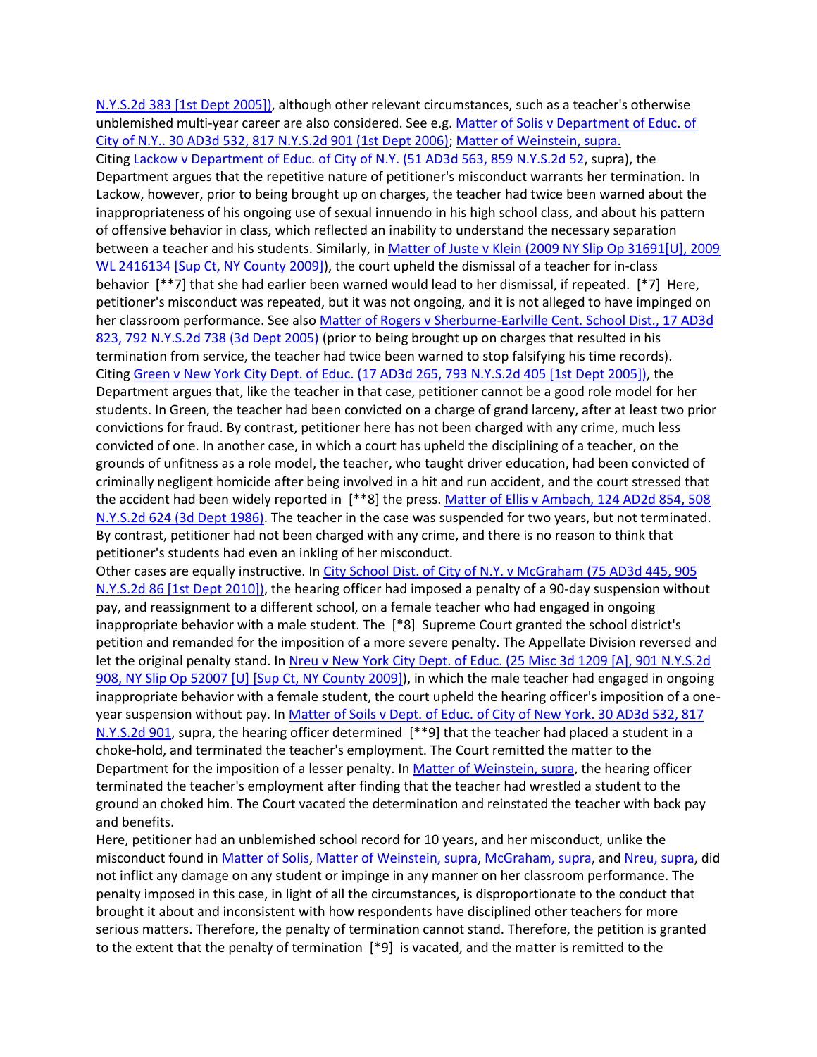N.Y.S.2d 383 [1st Dept 2005]), although other relevant circumstances, such as a teacher's otherwise unblemished multi-year career are also considered. See e.g. Matter of Solis v Department of Educ. of City of N.Y.. 30 AD3d 532, 817 N.Y.S.2d 901 (1st Dept 2006); Matter of Weinstein, supra.

Citing Lackow v Department of Educ. of City of N.Y. (51 AD3d 563, 859 N.Y.S.2d 52, supra), the Department argues that the repetitive nature of petitioner's misconduct warrants her termination. In Lackow, however, prior to being brought up on charges, the teacher had twice been warned about the inappropriateness of his ongoing use of sexual innuendo in his high school class, and about his pattern of offensive behavior in class, which reflected an inability to understand the necessary separation between a teacher and his students. Similarly, in Matter of Juste v Klein (2009 NY Slip Op 31691[U], 2009 WL 2416134 [Sup Ct, NY County 2009]), the court upheld the dismissal of a teacher for in-class behavior [**7] that she had earlier been warned would lead to her dismissal, if repeated. [*7] Here, petitioner's misconduct was repeated, but it was not ongoing, and it is not alleged to have impinged on her classroom performance. See also Matter of Rogers v Sherburne-Earlville Cent. School Dist., 17 AD3d 823, 792 N.Y.S.2d 738 (3d Dept 2005) (prior to being brought up on charges that resulted in his termination from service, the teacher had twice been warned to stop falsifying his time records).

Citing Green v New York City Dept. of Educ. (17 AD3d 265, 793 N.Y.S.2d 405 [1st Dept 2005]), the Department argues that, like the teacher in that case, petitioner cannot be a good role model for her students. In Green, the teacher had been convicted on a charge of grand larceny, after at least two prior convictions for fraud. By contrast, petitioner here has not been charged with any crime, much less convicted of one. In another case, in which a court has upheld the disciplining of a teacher, on the grounds of unfitness as a role model, the teacher, who taught driver education, had been convicted of criminally negligent homicide after being involved in a hit and run accident, and the court stressed that the accident had been widely reported in [**8] the press. Matter of Ellis v Ambach, 124 AD2d 854, 508 N.Y.S.2d 624 (3d Dept 1986). The teacher in the case was suspended for two years, but not terminated. By contrast, petitioner had not been charged with any crime, and there is no reason to think that petitioner's students had even an inkling of her misconduct.

Other cases are equally instructive. In City School Dist. of City of N.Y. v McGraham (75 AD3d 445, 905 N.Y.S.2d 86 [1st Dept 2010]), the hearing officer had imposed a penalty of a 90-day suspension without pay, and reassignment to a different school, on a female teacher who had engaged in ongoing inappropriate behavior with a male student. The [*8] Supreme Court granted the school district's petition and remanded for the imposition of a more severe penalty. The Appellate Division reversed and let the original penalty stand. In Nreu v New York City Dept. of Educ. (25 Misc 3d 1209 [A], 901 N.Y.S.2d 908, NY Slip Op 52007 [U] [Sup Ct, NY County 2009]), in which the male teacher had engaged in ongoing inappropriate behavior with a female student, the court upheld the hearing officer's imposition of a one-year suspension without pay. In Matter of Soils v Dept. of Educ. of City of New York. 30 AD3d 532, 817 N.Y.S.2d 901, supra, the hearing officer determined [**9] that the teacher had placed a student in a choke-hold, and terminated the teacher's employment. The Court remitted the matter to the Department for the imposition of a lesser penalty. In Matter of Weinstein, supra, the hearing officer terminated the teacher's employment after finding that the teacher had wrestled a student to the ground an choked him. The Court vacated the determination and reinstated the teacher with back pay and benefits.

Here, petitioner had an unblemished school record for 10 years, and her misconduct, unlike the misconduct found in Matter of Solis, Matter of Weinstein, supra, McGraham, supra, and Nreu, supra, did not inflict any damage on any student or impinge in any manner on her classroom performance. The penalty imposed in this case, in light of all the circumstances, is disproportionate to the conduct that brought it about and inconsistent with how respondents have disciplined other teachers for more serious matters. Therefore, the penalty of termination cannot stand. Therefore, the petition is granted to the extent that the penalty of termination [*9] is vacated, and the matter is remitted to the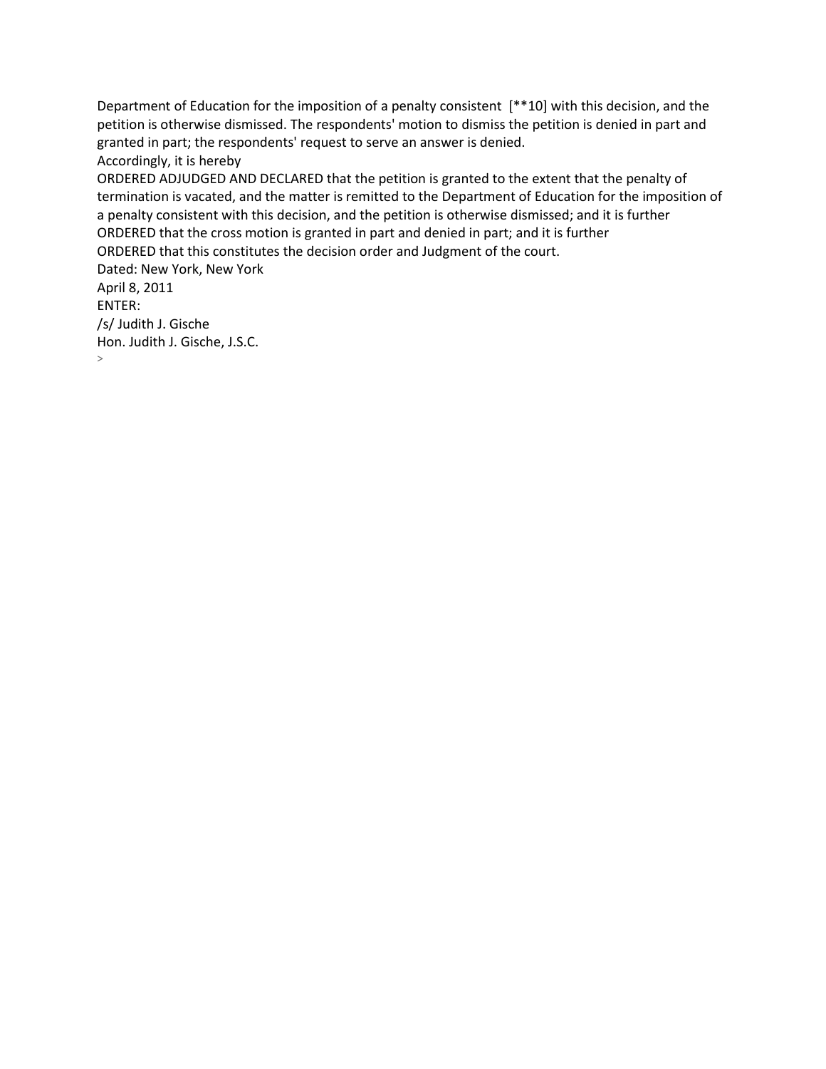Department of Education for the imposition of a penalty consistent [**10] with this decision, and the petition is otherwise dismissed. The respondents' motion to dismiss the petition is denied in part and granted in part; the respondents' request to serve an answer is denied.

Accordingly, it is hereby

ORDERED ADJUDGED AND DECLARED that the petition is granted to the extent that the penalty of termination is vacated, and the matter is remitted to the Department of Education for the imposition of a penalty consistent with this decision, and the petition is otherwise dismissed; and it is further

ORDERED that the cross motion is granted in part and denied in part; and it is further

ORDERED that this constitutes the decision order and Judgment of the court.

Dated: New York, New York

April 8, 2011

ENTER:

/s/ Judith J. Gische

Hon. Judith J. Gische, J.S.C.

>